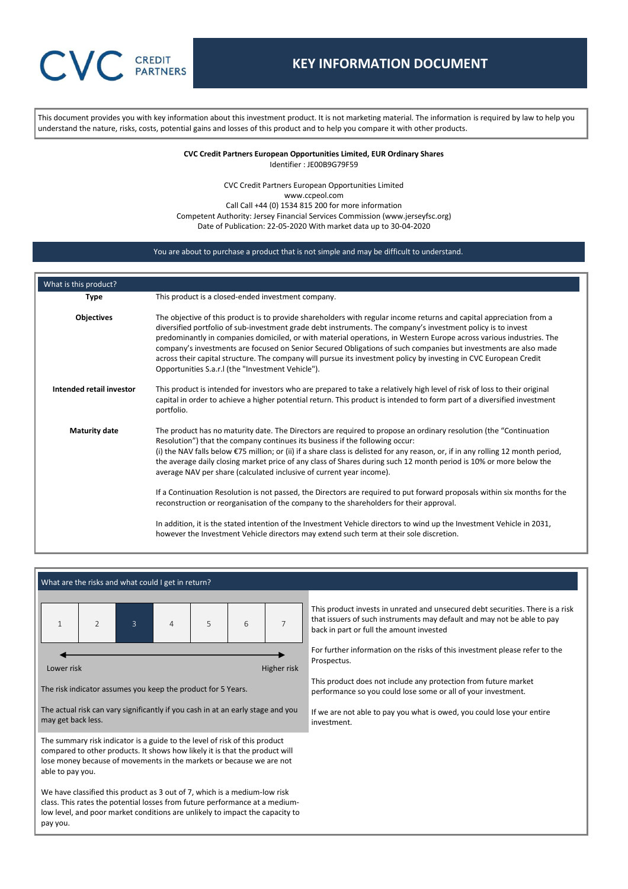CVC CREDIT PARTNERS

# KEY INFORMATION DOCUMENT

This document provides you with key information about this investment product. It is not marketing material. The information is required by law to help you understand the nature, risks, costs, potential gains and losses of this product and to help you compare it with other products.

**CVC Credit Partners European Opportunities Limited, EUR Ordinary Shares**
Identifier : JE00B9G79F59

CVC Credit Partners European Opportunities Limited
www.ccpeol.com
Call Call +44 (0) 1534 815 200 for more information
Competent Authority: Jersey Financial Services Commission (www.jerseyfsc.org)
Date of Publication: 22-05-2020 With market data up to 30-04-2020

You are about to purchase a product that is not simple and may be difficult to understand.

## What is this product?

**Type**

This product is a closed-ended investment company.

**Objectives**

The objective of this product is to provide shareholders with regular income returns and capital appreciation from a diversified portfolio of sub-investment grade debt instruments. The company's investment policy is to invest predominantly in companies domiciled, or with material operations, in Western Europe across various industries. The company's investments are focused on Senior Secured Obligations of such companies but investments are also made across their capital structure. The company will pursue its investment policy by investing in CVC European Credit Opportunities S.a.r.l (the "Investment Vehicle").

**Intended retail investor**

This product is intended for investors who are prepared to take a relatively high level of risk of loss to their original capital in order to achieve a higher potential return. This product is intended to form part of a diversified investment portfolio.

**Maturity date**

The product has no maturity date. The Directors are required to propose an ordinary resolution (the "Continuation Resolution") that the company continues its business if the following occur:
(i) the NAV falls below €75 million; or (ii) if a share class is delisted for any reason, or, if in any rolling 12 month period, the average daily closing market price of any class of Shares during such 12 month period is 10% or more below the average NAV per share (calculated inclusive of current year income).

If a Continuation Resolution is not passed, the Directors are required to put forward proposals within six months for the reconstruction or reorganisation of the company to the shareholders for their approval.

In addition, it is the stated intention of the Investment Vehicle directors to wind up the Investment Vehicle in 2031, however the Investment Vehicle directors may extend such term at their sole discretion.

## What are the risks and what could I get in return?

| 1 | 2 | **3** | 4 | 5 | 6 | 7 |
|---|---|---|---|---|---|---|

Lower risk ← → Higher risk

The risk indicator assumes you keep the product for 5 Years.

The actual risk can vary significantly if you cash in at an early stage and you may get back less.

The summary risk indicator is a guide to the level of risk of this product compared to other products. It shows how likely it is that the product will lose money because of movements in the markets or because we are not able to pay you.

We have classified this product as 3 out of 7, which is a medium-low risk class. This rates the potential losses from future performance at a medium-low level, and poor market conditions are unlikely to impact the capacity to pay you.

This product invests in unrated and unsecured debt securities. There is a risk that issuers of such instruments may default and may not be able to pay back in part or full the amount invested

For further information on the risks of this investment please refer to the Prospectus.

This product does not include any protection from future market performance so you could lose some or all of your investment.

If we are not able to pay you what is owed, you could lose your entire investment.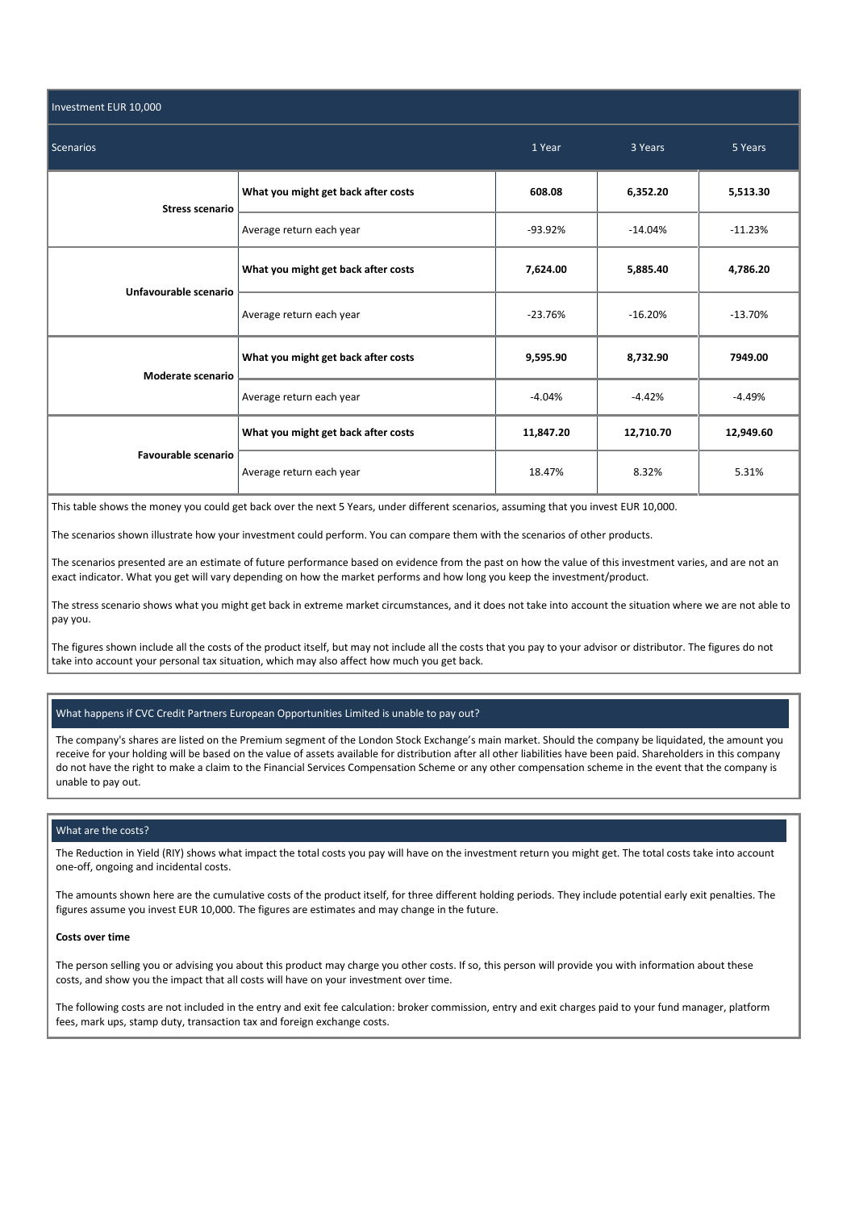| Investment EUR 10,000 | | | | |
|---|---|---|---|---|
| **Scenarios** | | **1 Year** | **3 Years** | **5 Years** |
| **Stress scenario** | **What you might get back after costs** | **608.08** | **6,352.20** | **5,513.30** |
| | Average return each year | -93.92% | -14.04% | -11.23% |
| **Unfavourable scenario** | **What you might get back after costs** | **7,624.00** | **5,885.40** | **4,786.20** |
| | Average return each year | -23.76% | -16.20% | -13.70% |
| **Moderate scenario** | **What you might get back after costs** | **9,595.90** | **8,732.90** | **7949.00** |
| | Average return each year | -4.04% | -4.42% | -4.49% |
| **Favourable scenario** | **What you might get back after costs** | **11,847.20** | **12,710.70** | **12,949.60** |
| | Average return each year | 18.47% | 8.32% | 5.31% |

This table shows the money you could get back over the next 5 Years, under different scenarios, assuming that you invest EUR 10,000.

The scenarios shown illustrate how your investment could perform. You can compare them with the scenarios of other products.

The scenarios presented are an estimate of future performance based on evidence from the past on how the value of this investment varies, and are not an exact indicator. What you get will vary depending on how the market performs and how long you keep the investment/product.

The stress scenario shows what you might get back in extreme market circumstances, and it does not take into account the situation where we are not able to pay you.

The figures shown include all the costs of the product itself, but may not include all the costs that you pay to your advisor or distributor. The figures do not take into account your personal tax situation, which may also affect how much you get back.

## What happens if CVC Credit Partners European Opportunities Limited is unable to pay out?

The company's shares are listed on the Premium segment of the London Stock Exchange's main market. Should the company be liquidated, the amount you receive for your holding will be based on the value of assets available for distribution after all other liabilities have been paid. Shareholders in this company do not have the right to make a claim to the Financial Services Compensation Scheme or any other compensation scheme in the event that the company is unable to pay out.

## What are the costs?

The Reduction in Yield (RIY) shows what impact the total costs you pay will have on the investment return you might get. The total costs take into account one-off, ongoing and incidental costs.

The amounts shown here are the cumulative costs of the product itself, for three different holding periods. They include potential early exit penalties. The figures assume you invest EUR 10,000. The figures are estimates and may change in the future.

**Costs over time**

The person selling you or advising you about this product may charge you other costs. If so, this person will provide you with information about these costs, and show you the impact that all costs will have on your investment over time.

The following costs are not included in the entry and exit fee calculation: broker commission, entry and exit charges paid to your fund manager, platform fees, mark ups, stamp duty, transaction tax and foreign exchange costs.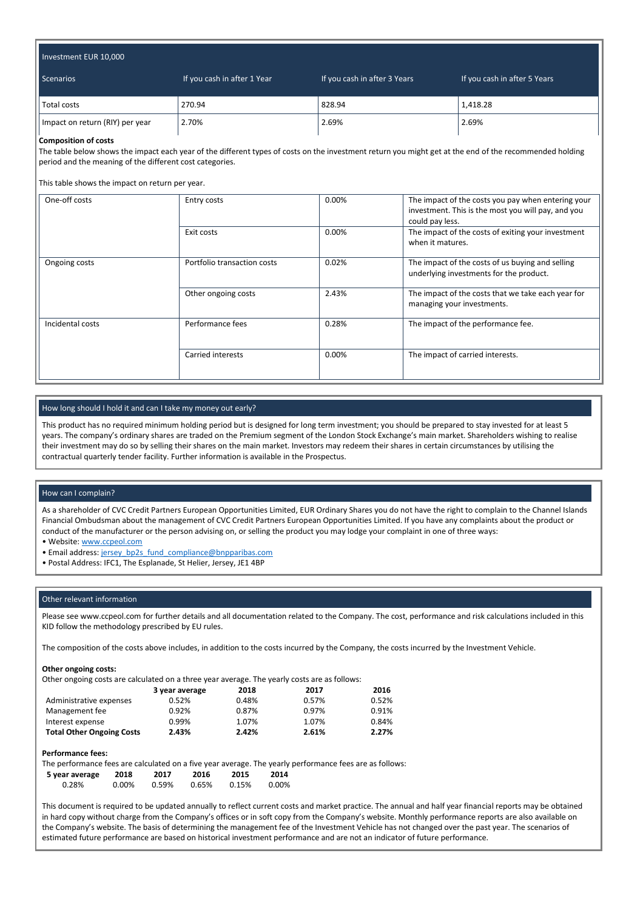| Investment EUR 10,000 | | | |
|---|---|---|---|
| Scenarios | If you cash in after 1 Year | If you cash in after 3 Years | If you cash in after 5 Years |
| Total costs | 270.94 | 828.94 | 1,418.28 |
| Impact on return (RIY) per year | 2.70% | 2.69% | 2.69% |

**Composition of costs**

The table below shows the impact each year of the different types of costs on the investment return you might get at the end of the recommended holding period and the meaning of the different cost categories.

This table shows the impact on return per year.

| | | | |
|---|---|---|---|
| One-off costs | Entry costs | 0.00% | The impact of the costs you pay when entering your investment. This is the most you will pay, and you could pay less. |
| | Exit costs | 0.00% | The impact of the costs of exiting your investment when it matures. |
| Ongoing costs | Portfolio transaction costs | 0.02% | The impact of the costs of us buying and selling underlying investments for the product. |
| | Other ongoing costs | 2.43% | The impact of the costs that we take each year for managing your investments. |
| Incidental costs | Performance fees | 0.28% | The impact of the performance fee. |
| | Carried interests | 0.00% | The impact of carried interests. |

## How long should I hold it and can I take my money out early?

This product has no required minimum holding period but is designed for long term investment; you should be prepared to stay invested for at least 5 years. The company's ordinary shares are traded on the Premium segment of the London Stock Exchange's main market. Shareholders wishing to realise their investment may do so by selling their shares on the main market. Investors may redeem their shares in certain circumstances by utilising the contractual quarterly tender facility. Further information is available in the Prospectus.

## How can I complain?

As a shareholder of CVC Credit Partners European Opportunities Limited, EUR Ordinary Shares you do not have the right to complain to the Channel Islands Financial Ombudsman about the management of CVC Credit Partners European Opportunities Limited. If you have any complaints about the product or conduct of the manufacturer or the person advising on, or selling the product you may lodge your complaint in one of three ways:

- Website: www.ccpeol.com
- Email address: jersey_bp2s_fund_compliance@bnpparibas.com
- Postal Address: IFC1, The Esplanade, St Helier, Jersey, JE1 4BP

## Other relevant information

Please see www.ccpeol.com for further details and all documentation related to the Company. The cost, performance and risk calculations included in this KID follow the methodology prescribed by EU rules.

The composition of the costs above includes, in addition to the costs incurred by the Company, the costs incurred by the Investment Vehicle.

**Other ongoing costs:**

Other ongoing costs are calculated on a three year average. The yearly costs are as follows:

| | 3 year average | 2018 | 2017 | 2016 |
|---|---|---|---|---|
| Administrative expenses | 0.52% | 0.48% | 0.57% | 0.52% |
| Management fee | 0.92% | 0.87% | 0.97% | 0.91% |
| Interest expense | 0.99% | 1.07% | 1.07% | 0.84% |
| **Total Other Ongoing Costs** | **2.43%** | **2.42%** | **2.61%** | **2.27%** |

**Performance fees:**

The performance fees are calculated on a five year average. The yearly performance fees are as follows:

| 5 year average | 2018 | 2017 | 2016 | 2015 | 2014 |
|---|---|---|---|---|---|
| 0.28% | 0.00% | 0.59% | 0.65% | 0.15% | 0.00% |

This document is required to be updated annually to reflect current costs and market practice. The annual and half year financial reports may be obtained in hard copy without charge from the Company's offices or in soft copy from the Company's website. Monthly performance reports are also available on the Company's website. The basis of determining the management fee of the Investment Vehicle has not changed over the past year. The scenarios of estimated future performance are based on historical investment performance and are not an indicator of future performance.